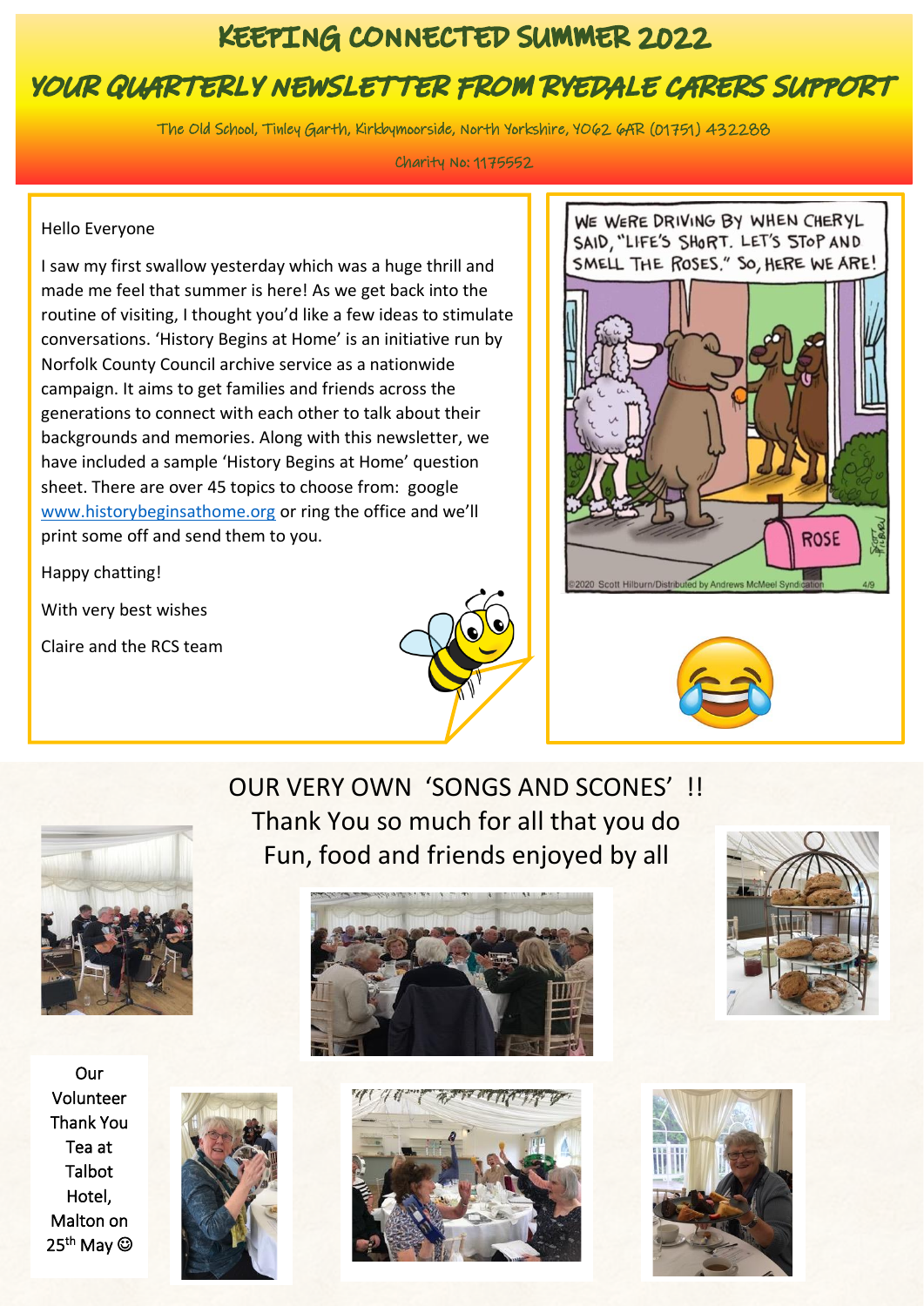# KEEPING CONNECTED SUMMER 2022

## YOUR QUARTERLY NEWSLETTER FROM RYEDALE CARERS SUPPORT

The Old School, Tinley Garth, Kirkbymoorside, North Yorkshire, YO62 6AR (01751) 432288

Charity No: 1175552

Hello Everyone

I saw my first swallow yesterday which was a huge thrill and made me feel that summer is here! As we get back into the routine of visiting, I thought you'd like a few ideas to stimulate conversations. 'History Begins at Home' is an initiative run by Norfolk County Council archive service as a nationwide campaign. It aims to get families and friends across the generations to connect with each other to talk about their backgrounds and memories. Along with this newsletter, we have included a sample 'History Begins at Home' question sheet. There are over 45 topics to choose from: google www.historybeginsathome.org or ring the office and we'll print some off and send them to you.

Happy chatting!

With very best wishes

Claire and the RCS team

WE WERE DRIVING BY WHEN CHERYL SAID, "LIFE'S SHORT. LET'S STOP AND SMELL THE ROSES." SO, HERE WE ARE!

ROSE

©2020 Scott Hilburn/Distributed by Andrews McMeel Syndication

## OUR VERY OWN 'SONGS AND SCONES' !!

Thank You so much for all that you do

Fun, food and friends enjoyed by all

Our Volunteer Thank You Tea at Talbot Hotel, Malton on 25th May ☺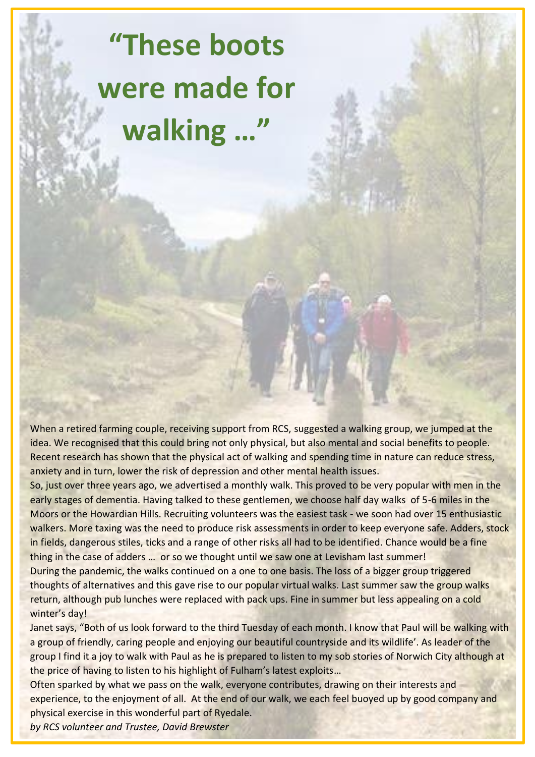# “These boots were made for walking …”

When a retired farming couple, receiving support from RCS, suggested a walking group, we jumped at the idea. We recognised that this could bring not only physical, but also mental and social benefits to people. Recent research has shown that the physical act of walking and spending time in nature can reduce stress, anxiety and in turn, lower the risk of depression and other mental health issues.

So, just over three years ago, we advertised a monthly walk. This proved to be very popular with men in the early stages of dementia. Having talked to these gentlemen, we choose half day walks of 5-6 miles in the Moors or the Howardian Hills. Recruiting volunteers was the easiest task - we soon had over 15 enthusiastic walkers. More taxing was the need to produce risk assessments in order to keep everyone safe. Adders, stock in fields, dangerous stiles, ticks and a range of other risks all had to be identified. Chance would be a fine thing in the case of adders … or so we thought until we saw one at Levisham last summer!

During the pandemic, the walks continued on a one to one basis. The loss of a bigger group triggered thoughts of alternatives and this gave rise to our popular virtual walks. Last summer saw the group walks return, although pub lunches were replaced with pack ups. Fine in summer but less appealing on a cold winter’s day!

Janet says, “Both of us look forward to the third Tuesday of each month. I know that Paul will be walking with a group of friendly, caring people and enjoying our beautiful countryside and its wildlife’. As leader of the group I find it a joy to walk with Paul as he is prepared to listen to my sob stories of Norwich City although at the price of having to listen to his highlight of Fulham’s latest exploits…

Often sparked by what we pass on the walk, everyone contributes, drawing on their interests and experience, to the enjoyment of all. At the end of our walk, we each feel buoyed up by good company and physical exercise in this wonderful part of Ryedale.

*by RCS volunteer and Trustee, David Brewster*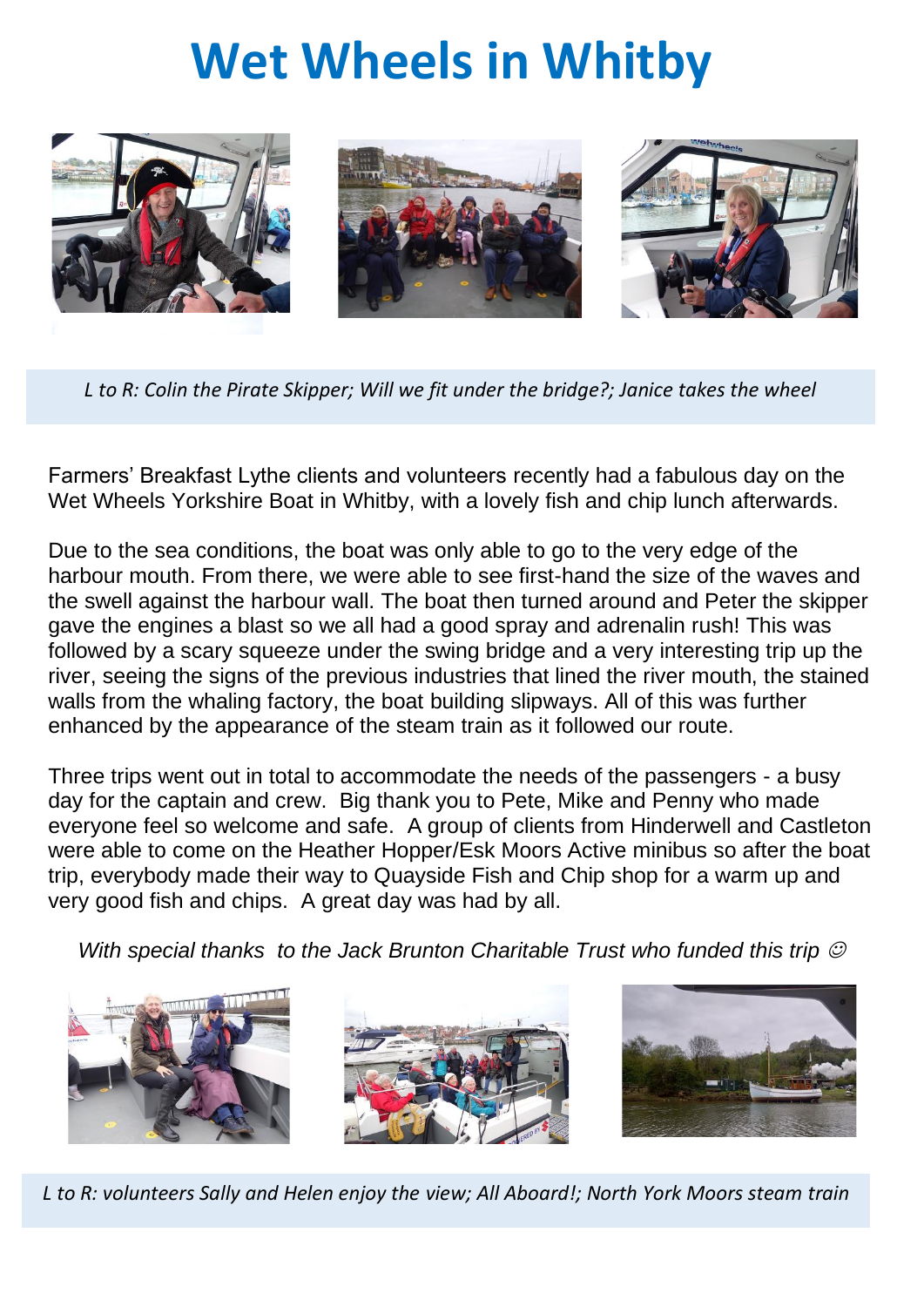# Wet Wheels in Whitby

*L to R: Colin the Pirate Skipper; Will we fit under the bridge?; Janice takes the wheel*

Farmers' Breakfast Lythe clients and volunteers recently had a fabulous day on the Wet Wheels Yorkshire Boat in Whitby, with a lovely fish and chip lunch afterwards.

Due to the sea conditions, the boat was only able to go to the very edge of the harbour mouth. From there, we were able to see first-hand the size of the waves and the swell against the harbour wall. The boat then turned around and Peter the skipper gave the engines a blast so we all had a good spray and adrenalin rush! This was followed by a scary squeeze under the swing bridge and a very interesting trip up the river, seeing the signs of the previous industries that lined the river mouth, the stained walls from the whaling factory, the boat building slipways. All of this was further enhanced by the appearance of the steam train as it followed our route.

Three trips went out in total to accommodate the needs of the passengers - a busy day for the captain and crew. Big thank you to Pete, Mike and Penny who made everyone feel so welcome and safe. A group of clients from Hinderwell and Castleton were able to come on the Heather Hopper/Esk Moors Active minibus so after the boat trip, everybody made their way to Quayside Fish and Chip shop for a warm up and very good fish and chips. A great day was had by all.

*With special thanks to the Jack Brunton Charitable Trust who funded this trip ☺*

*L to R: volunteers Sally and Helen enjoy the view; All Aboard!; North York Moors steam train*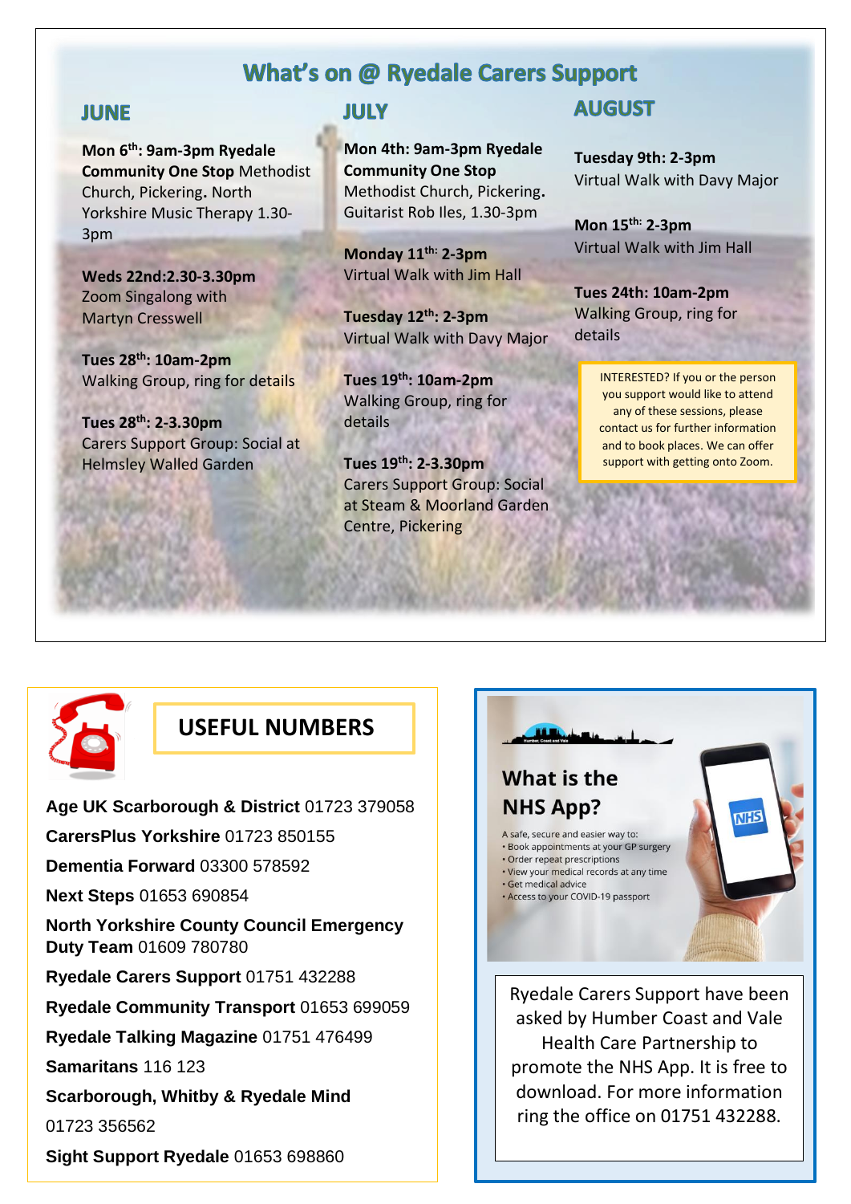# What's on @ Ryedale Carers Support

## JUNE

**Mon 6th: 9am-3pm Ryedale Community One Stop** Methodist Church, Pickering**.** North Yorkshire Music Therapy 1.30-3pm

**Weds 22nd:2.30-3.30pm**
Zoom Singalong with Martyn Cresswell

**Tues 28th: 10am-2pm**
Walking Group, ring for details

**Tues 28th: 2-3.30pm**
Carers Support Group: Social at Helmsley Walled Garden

## JULY

**Mon 4th: 9am-3pm Ryedale Community One Stop**
Methodist Church, Pickering**.** Guitarist Rob Iles, 1.30-3pm

**Monday 11th: 2-3pm**
Virtual Walk with Jim Hall

**Tuesday 12th: 2-3pm**
Virtual Walk with Davy Major

**Tues 19th: 10am-2pm**
Walking Group, ring for details

**Tues 19th: 2-3.30pm**
Carers Support Group: Social at Steam & Moorland Garden Centre, Pickering

## AUGUST

**Tuesday 9th: 2-3pm**
Virtual Walk with Davy Major

**Mon 15th: 2-3pm**
Virtual Walk with Jim Hall

**Tues 24th: 10am-2pm**
Walking Group, ring for details

INTERESTED? If you or the person you support would like to attend any of these sessions, please contact us for further information and to book places. We can offer support with getting onto Zoom.

## USEFUL NUMBERS

**Age UK Scarborough & District** 01723 379058
**CarersPlus Yorkshire** 01723 850155
**Dementia Forward** 03300 578592
**Next Steps** 01653 690854
**North Yorkshire County Council Emergency Duty Team** 01609 780780
**Ryedale Carers Support** 01751 432288
**Ryedale Community Transport** 01653 699059
**Ryedale Talking Magazine** 01751 476499
**Samaritans** 116 123
**Scarborough, Whitby & Ryedale Mind** 01723 356562
**Sight Support Ryedale** 01653 698860

## What is the NHS App?

A safe, secure and easier way to:
- Book appointments at your GP surgery
- Order repeat prescriptions
- View your medical records at any time
- Get medical advice
- Access to your COVID-19 passport

Ryedale Carers Support have been asked by Humber Coast and Vale Health Care Partnership to promote the NHS App. It is free to download. For more information ring the office on 01751 432288.